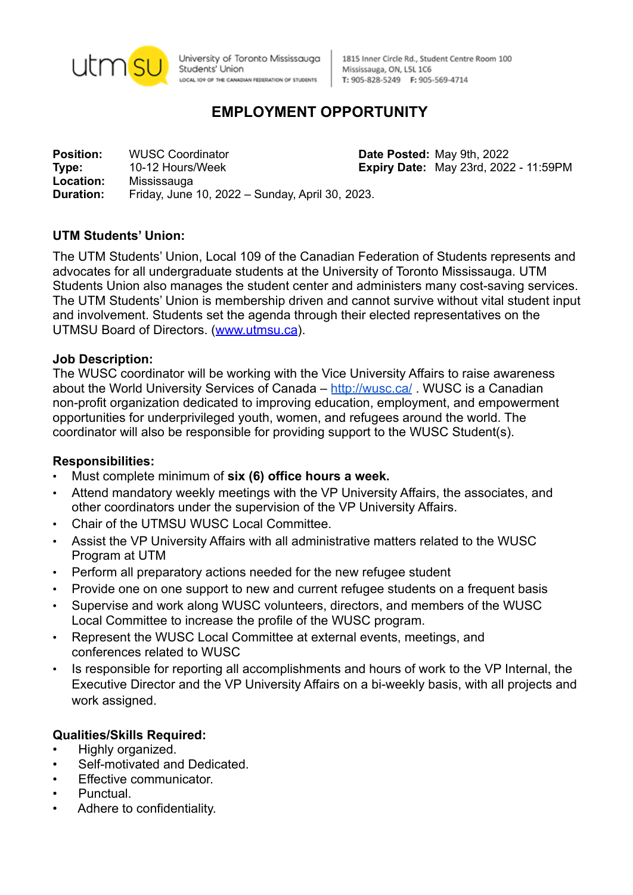utmsu | University of Toronto Mississauga Students' Union
LOCAL 109 OF THE CANADIAN FEDERATION OF STUDENTS

1815 Inner Circle Rd., Student Centre Room 100
Mississauga, ON, L5L 1C6
T: 905-828-5249 F: 905-569-4714

# EMPLOYMENT OPPORTUNITY

**Position:** WUSC Coordinator
**Type:** 10-12 Hours/Week
**Location:** Mississauga
**Duration:** Friday, June 10, 2022 – Sunday, April 30, 2023.

**Date Posted:** May 9th, 2022
**Expiry Date:** May 23rd, 2022 - 11:59PM

**UTM Students' Union:**

The UTM Students' Union, Local 109 of the Canadian Federation of Students represents and advocates for all undergraduate students at the University of Toronto Mississauga. UTM Students Union also manages the student center and administers many cost-saving services. The UTM Students' Union is membership driven and cannot survive without vital student input and involvement. Students set the agenda through their elected representatives on the UTMSU Board of Directors. (www.utmsu.ca).

**Job Description:**

The WUSC coordinator will be working with the Vice University Affairs to raise awareness about the World University Services of Canada – http://wusc.ca/ . WUSC is a Canadian non-profit organization dedicated to improving education, employment, and empowerment opportunities for underprivileged youth, women, and refugees around the world. The coordinator will also be responsible for providing support to the WUSC Student(s).

**Responsibilities:**

- Must complete minimum of **six (6) office hours a week.**
- Attend mandatory weekly meetings with the VP University Affairs, the associates, and other coordinators under the supervision of the VP University Affairs.
- Chair of the UTMSU WUSC Local Committee.
- Assist the VP University Affairs with all administrative matters related to the WUSC Program at UTM
- Perform all preparatory actions needed for the new refugee student
- Provide one on one support to new and current refugee students on a frequent basis
- Supervise and work along WUSC volunteers, directors, and members of the WUSC Local Committee to increase the profile of the WUSC program.
- Represent the WUSC Local Committee at external events, meetings, and conferences related to WUSC
- Is responsible for reporting all accomplishments and hours of work to the VP Internal, the Executive Director and the VP University Affairs on a bi-weekly basis, with all projects and work assigned.

**Qualities/Skills Required:**

- Highly organized.
- Self-motivated and Dedicated.
- Effective communicator.
- Punctual.
- Adhere to confidentiality.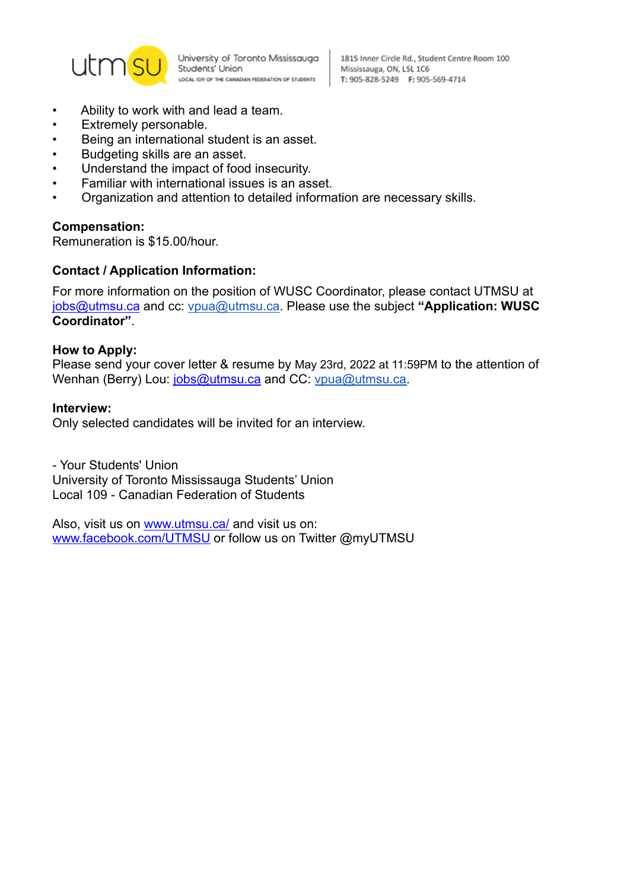- Ability to work with and lead a team.
- Extremely personable.
- Being an international student is an asset.
- Budgeting skills are an asset.
- Understand the impact of food insecurity.
- Familiar with international issues is an asset.
- Organization and attention to detailed information are necessary skills.

**Compensation:**
Remuneration is $15.00/hour.

**Contact / Application Information:**

For more information on the position of WUSC Coordinator, please contact UTMSU at jobs@utmsu.ca and cc: vpua@utmsu.ca. Please use the subject **"Application: WUSC Coordinator"**.

**How to Apply:**
Please send your cover letter & resume by May 23rd, 2022 at 11:59PM to the attention of Wenhan (Berry) Lou: jobs@utmsu.ca and CC: vpua@utmsu.ca.

**Interview:**
Only selected candidates will be invited for an interview.

- Your Students' Union
University of Toronto Mississauga Students' Union
Local 109 - Canadian Federation of Students

Also, visit us on www.utmsu.ca/ and visit us on:
www.facebook.com/UTMSU or follow us on Twitter @myUTMSU